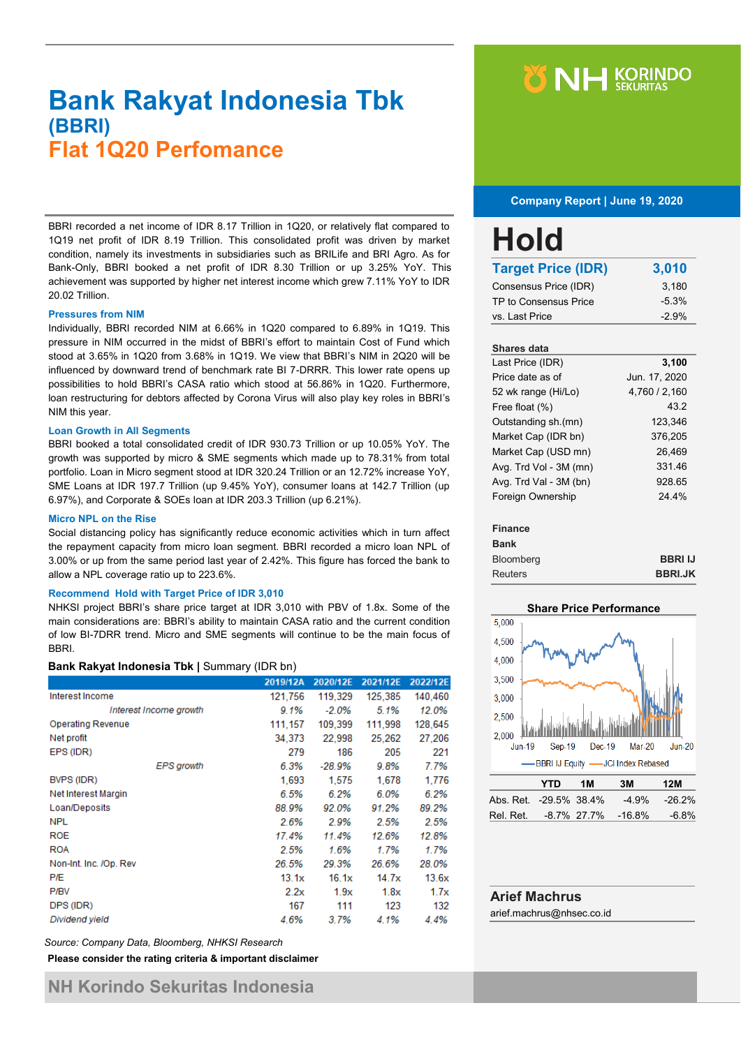# Bank Rakyat Indonesia Tbk
## (BBRI)
## Flat 1Q20 Perfomance

**Company Report | June 19, 2020**

BBRI recorded a net income of IDR 8.17 Trillion in 1Q20, or relatively flat compared to 1Q19 net profit of IDR 8.19 Trillion. This consolidated profit was driven by market condition, namely its investments in subsidiaries such as BRILife and BRI Agro. As for Bank-Only, BBRI booked a net profit of IDR 8.30 Trillion or up 3.25% YoY. This achievement was supported by higher net interest income which grew 7.11% YoY to IDR 20.02 Trillion.

### Pressures from NIM

Individually, BBRI recorded NIM at 6.66% in 1Q20 compared to 6.89% in 1Q19. This pressure in NIM occurred in the midst of BBRI's effort to maintain Cost of Fund which stood at 3.65% in 1Q20 from 3.68% in 1Q19. We view that BBRI's NIM in 2Q20 will be influenced by downward trend of benchmark rate BI 7-DRRR. This lower rate opens up possibilities to hold BBRI's CASA ratio which stood at 56.86% in 1Q20. Furthermore, loan restructuring for debtors affected by Corona Virus will also play key roles in BBRI's NIM this year.

### Loan Growth in All Segments

BBRI booked a total consolidated credit of IDR 930.73 Trillion or up 10.05% YoY. The growth was supported by micro & SME segments which made up to 78.31% from total portfolio. Loan in Micro segment stood at IDR 320.24 Trillion or an 12.72% increase YoY, SME Loans at IDR 197.7 Trillion (up 9.45% YoY), consumer loans at 142.7 Trillion (up 6.97%), and Corporate & SOEs loan at IDR 203.3 Trillion (up 6.21%).

### Micro NPL on the Rise

Social distancing policy has significantly reduce economic activities which in turn affect the repayment capacity from micro loan segment. BBRI recorded a micro loan NPL of 3.00% or up from the same period last year of 2.42%. This figure has forced the bank to allow a NPL coverage ratio up to 223.6%.

### Recommend Hold with Target Price of IDR 3,010

NHKSI project BBRI's share price target at IDR 3,010 with PBV of 1.8x. Some of the main considerations are: BBRI's ability to maintain CASA ratio and the current condition of low BI-7DRR trend. Micro and SME segments will continue to be the main focus of BBRI.

**Bank Rakyat Indonesia Tbk** | Summary (IDR bn)

| | 2019/12A | 2020/12E | 2021/12E | 2022/12E |
|---|---|---|---|---|
| Interest Income | 121,756 | 119,329 | 125,385 | 140,460 |
| *Interest Income growth* | *9.1%* | *-2.0%* | *5.1%* | *12.0%* |
| Operating Revenue | 111,157 | 109,399 | 111,998 | 128,645 |
| Net profit | 34,373 | 22,998 | 25,262 | 27,206 |
| EPS (IDR) | 279 | 186 | 205 | 221 |
| *EPS growth* | *6.3%* | *-28.9%* | *9.8%* | *7.7%* |
| BVPS (IDR) | 1,693 | 1,575 | 1,678 | 1,776 |
| Net Interest Margin | *6.5%* | *6.2%* | *6.0%* | *6.2%* |
| Loan/Deposits | *88.9%* | *92.0%* | *91.2%* | *89.2%* |
| NPL | *2.6%* | *2.9%* | *2.5%* | *2.5%* |
| ROE | *17.4%* | *11.4%* | *12.6%* | *12.8%* |
| ROA | *2.5%* | *1.6%* | *1.7%* | *1.7%* |
| Non-Int. Inc. /Op. Rev | *26.5%* | *29.3%* | *26.6%* | *28.0%* |
| P/E | 13.1x | 16.1x | 14.7x | 13.6x |
| P/BV | 2.2x | 1.9x | 1.8x | 1.7x |
| DPS (IDR) | 167 | 111 | 123 | 132 |
| *Dividend yield* | *4.6%* | *3.7%* | *4.1%* | *4.4%* |

*Source: Company Data, Bloomberg, NHKSI Research*

**Please consider the rating criteria & important disclaimer**

# Hold

| **Target Price (IDR)** | **3,010** |
|---|---|
| Consensus Price (IDR) | 3,180 |
| TP to Consensus Price | -5.3% |
| vs. Last Price | -2.9% |

| **Shares data** | |
|---|---|
| Last Price (IDR) | **3,100** |
| Price date as of | Jun. 17, 2020 |
| 52 wk range (Hi/Lo) | 4,760 / 2,160 |
| Free float (%) | 43.2 |
| Outstanding sh.(mn) | 123,346 |
| Market Cap (IDR bn) | 376,205 |
| Market Cap (USD mn) | 26,469 |
| Avg. Trd Vol - 3M (mn) | 331.46 |
| Avg. Trd Val - 3M (bn) | 928.65 |
| Foreign Ownership | 24.4% |

**Finance**
**Bank**

| Bloomberg | **BBRI IJ** |
|---|---|
| Reuters | **BBRI.JK** |

**Share Price Performance**

| | YTD | 1M | 3M | 12M |
|---|---|---|---|---|
| Abs. Ret. | -29.5% | 38.4% | -4.9% | -26.2% |
| Rel. Ret. | -8.7% | 27.7% | -16.8% | -6.8% |

**Arief Machrus**
arief.machrus@nhsec.co.id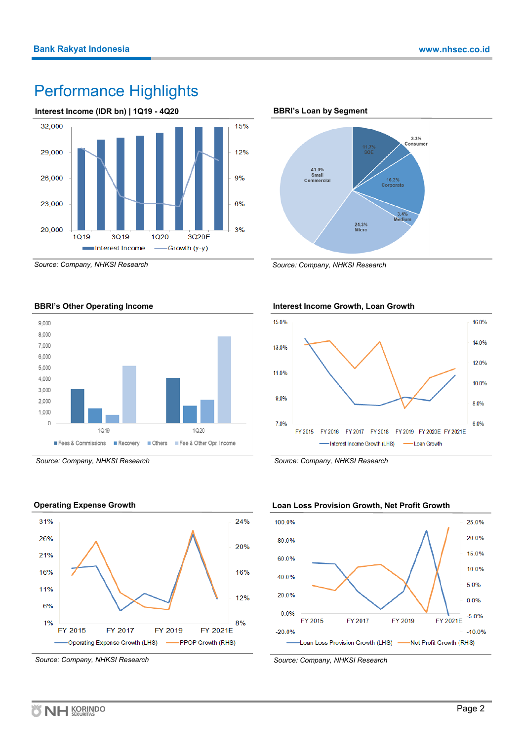# Performance Highlights

**Interest Income (IDR bn) | 1Q19 - 4Q20**

Source: Company, NHKSI Research

**BBRI's Loan by Segment**

Source: Company, NHKSI Research

**BBRI's Other Operating Income**

Source: Company, NHKSI Research

**Interest Income Growth, Loan Growth**

Source: Company, NHKSI Research

**Operating Expense Growth**

Source: Company, NHKSI Research

**Loan Loss Provision Growth, Net Profit Growth**

Source: Company, NHKSI Research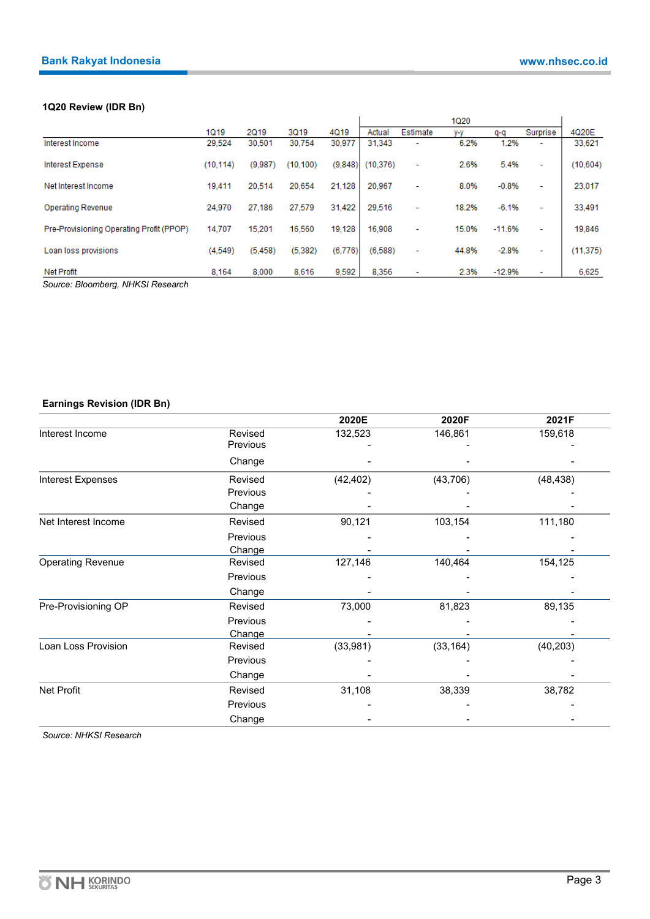### 1Q20 Review (IDR Bn)

| | 1Q19 | 2Q19 | 3Q19 | 4Q19 | 1Q20 Actual | 1Q20 Estimate | 1Q20 y-y | 1Q20 q-q | 1Q20 Surprise | 4Q20E |
|---|---|---|---|---|---|---|---|---|---|---|
| Interest Income | 29,524 | 30,501 | 30,754 | 30,977 | 31,343 | - | 6.2% | 1.2% | - | 33,621 |
| Interest Expense | (10,114) | (9,987) | (10,100) | (9,848) | (10,376) | - | 2.6% | 5.4% | - | (10,604) |
| Net Interest Income | 19,411 | 20,514 | 20,654 | 21,128 | 20,967 | - | 8.0% | -0.8% | - | 23,017 |
| Operating Revenue | 24,970 | 27,186 | 27,579 | 31,422 | 29,516 | - | 18.2% | -6.1% | - | 33,491 |
| Pre-Provisioning Operating Profit (PPOP) | 14,707 | 15,201 | 16,560 | 19,128 | 16,908 | - | 15.0% | -11.6% | - | 19,846 |
| Loan loss provisions | (4,549) | (5,458) | (5,382) | (6,776) | (6,588) | - | 44.8% | -2.8% | - | (11,375) |
| Net Profit | 8,164 | 8,000 | 8,616 | 9,592 | 8,356 | - | 2.3% | -12.9% | - | 6,625 |

*Source: Bloomberg, NHKSI Research*

### Earnings Revision (IDR Bn)

| | | 2020E | 2020F | 2021F |
|---|---|---|---|---|
| Interest Income | Revised | 132,523 | 146,861 | 159,618 |
| | Previous | - | - | - |
| | Change | - | - | - |
| Interest Expenses | Revised | (42,402) | (43,706) | (48,438) |
| | Previous | - | - | - |
| | Change | - | - | - |
| Net Interest Income | Revised | 90,121 | 103,154 | 111,180 |
| | Previous | - | - | - |
| | Change | - | - | - |
| Operating Revenue | Revised | 127,146 | 140,464 | 154,125 |
| | Previous | - | - | - |
| | Change | - | - | - |
| Pre-Provisioning OP | Revised | 73,000 | 81,823 | 89,135 |
| | Previous | - | - | - |
| | Change | - | - | - |
| Loan Loss Provision | Revised | (33,981) | (33,164) | (40,203) |
| | Previous | - | - | - |
| | Change | - | - | - |
| Net Profit | Revised | 31,108 | 38,339 | 38,782 |
| | Previous | - | - | - |
| | Change | - | - | - |

*Source: NHKSI Research*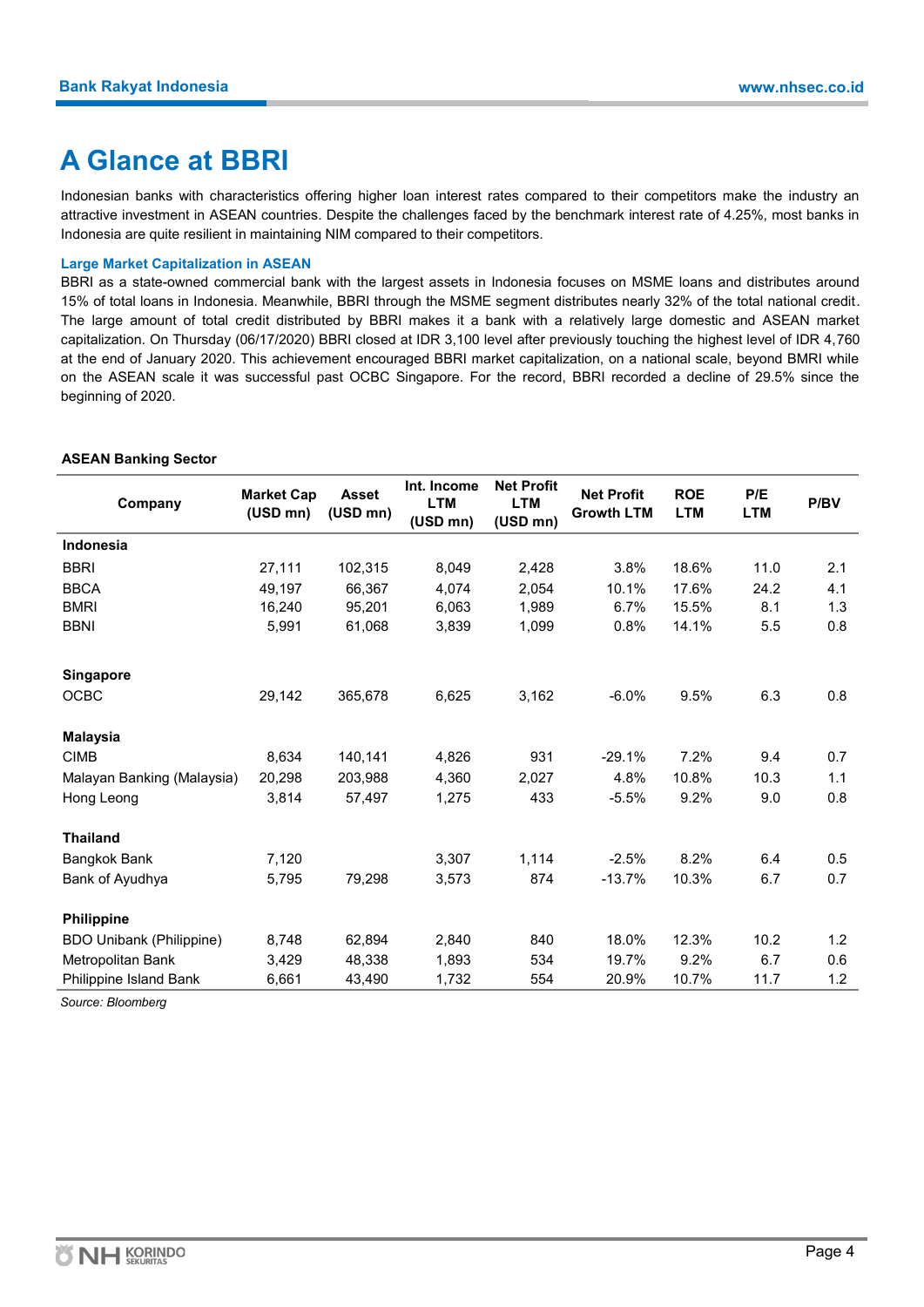# A Glance at BBRI

Indonesian banks with characteristics offering higher loan interest rates compared to their competitors make the industry an attractive investment in ASEAN countries. Despite the challenges faced by the benchmark interest rate of 4.25%, most banks in Indonesia are quite resilient in maintaining NIM compared to their competitors.

### Large Market Capitalization in ASEAN

BBRI as a state-owned commercial bank with the largest assets in Indonesia focuses on MSME loans and distributes around 15% of total loans in Indonesia. Meanwhile, BBRI through the MSME segment distributes nearly 32% of the total national credit. The large amount of total credit distributed by BBRI makes it a bank with a relatively large domestic and ASEAN market capitalization. On Thursday (06/17/2020) BBRI closed at IDR 3,100 level after previously touching the highest level of IDR 4,760 at the end of January 2020. This achievement encouraged BBRI market capitalization, on a national scale, beyond BMRI while on the ASEAN scale it was successful past OCBC Singapore. For the record, BBRI recorded a decline of 29.5% since the beginning of 2020.

**ASEAN Banking Sector**

| Company | Market Cap (USD mn) | Asset (USD mn) | Int. Income LTM (USD mn) | Net Profit LTM (USD mn) | Net Profit Growth LTM | ROE LTM | P/E LTM | P/BV |
|---|---|---|---|---|---|---|---|---|
| **Indonesia** | | | | | | | | |
| BBRI | 27,111 | 102,315 | 8,049 | 2,428 | 3.8% | 18.6% | 11.0 | 2.1 |
| BBCA | 49,197 | 66,367 | 4,074 | 2,054 | 10.1% | 17.6% | 24.2 | 4.1 |
| BMRI | 16,240 | 95,201 | 6,063 | 1,989 | 6.7% | 15.5% | 8.1 | 1.3 |
| BBNI | 5,991 | 61,068 | 3,839 | 1,099 | 0.8% | 14.1% | 5.5 | 0.8 |
| **Singapore** | | | | | | | | |
| OCBC | 29,142 | 365,678 | 6,625 | 3,162 | -6.0% | 9.5% | 6.3 | 0.8 |
| **Malaysia** | | | | | | | | |
| CIMB | 8,634 | 140,141 | 4,826 | 931 | -29.1% | 7.2% | 9.4 | 0.7 |
| Malayan Banking (Malaysia) | 20,298 | 203,988 | 4,360 | 2,027 | 4.8% | 10.8% | 10.3 | 1.1 |
| Hong Leong | 3,814 | 57,497 | 1,275 | 433 | -5.5% | 9.2% | 9.0 | 0.8 |
| **Thailand** | | | | | | | | |
| Bangkok Bank | 7,120 | | 3,307 | 1,114 | -2.5% | 8.2% | 6.4 | 0.5 |
| Bank of Ayudhya | 5,795 | 79,298 | 3,573 | 874 | -13.7% | 10.3% | 6.7 | 0.7 |
| **Philippine** | | | | | | | | |
| BDO Unibank (Philippine) | 8,748 | 62,894 | 2,840 | 840 | 18.0% | 12.3% | 10.2 | 1.2 |
| Metropolitan Bank | 3,429 | 48,338 | 1,893 | 534 | 19.7% | 9.2% | 6.7 | 0.6 |
| Philippine Island Bank | 6,661 | 43,490 | 1,732 | 554 | 20.9% | 10.7% | 11.7 | 1.2 |

*Source: Bloomberg*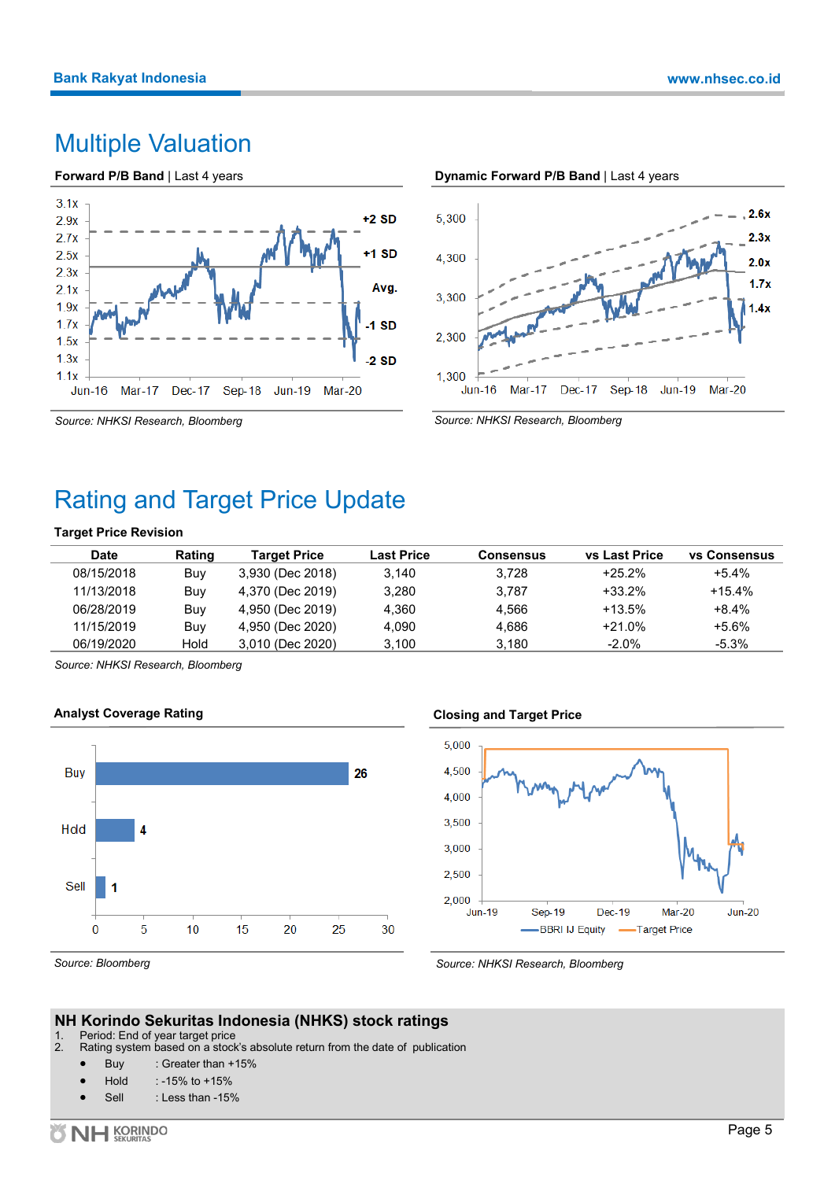# Multiple Valuation

**Forward P/B Band** | Last 4 years

Source: NHKSI Research, Bloomberg

**Dynamic Forward P/B Band** | Last 4 years

Source: NHKSI Research, Bloomberg

# Rating and Target Price Update

**Target Price Revision**

| Date | Rating | Target Price | Last Price | Consensus | vs Last Price | vs Consensus |
|---|---|---|---|---|---|---|
| 08/15/2018 | Buy | 3,930 (Dec 2018) | 3,140 | 3,728 | +25.2% | +5.4% |
| 11/13/2018 | Buy | 4,370 (Dec 2019) | 3,280 | 3,787 | +33.2% | +15.4% |
| 06/28/2019 | Buy | 4,950 (Dec 2019) | 4,360 | 4,566 | +13.5% | +8.4% |
| 11/15/2019 | Buy | 4,950 (Dec 2020) | 4,090 | 4,686 | +21.0% | +5.6% |
| 06/19/2020 | Hold | 3,010 (Dec 2020) | 3,100 | 3,180 | -2.0% | -5.3% |

Source: NHKSI Research, Bloomberg

**Analyst Coverage Rating**

| Rating | Count |
|---|---|
| Buy | 26 |
| Hold | 4 |
| Sell | 1 |

Source: Bloomberg

**Closing and Target Price**

Source: NHKSI Research, Bloomberg

## NH Korindo Sekuritas Indonesia (NHKS) stock ratings

1. Period: End of year target price
2. Rating system based on a stock's absolute return from the date of publication
   - Buy : Greater than +15%
   - Hold : -15% to +15%
   - Sell : Less than -15%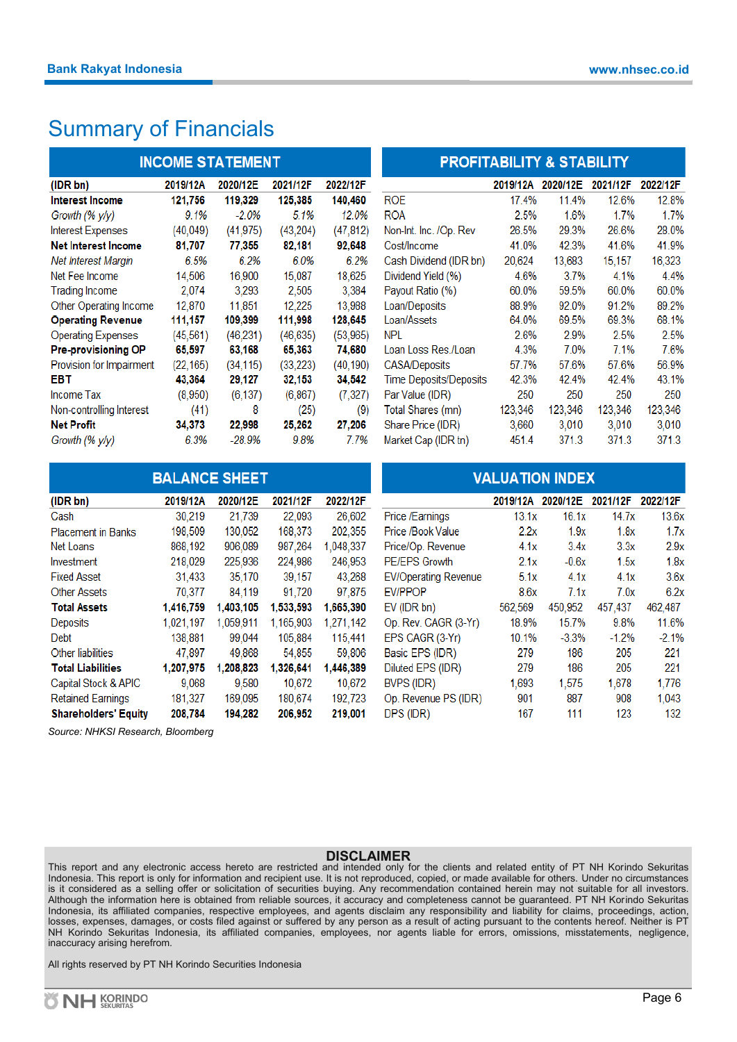# Summary of Financials

## INCOME STATEMENT

| (IDR bn) | 2019/12A | 2020/12E | 2021/12F | 2022/12F |
|---|---|---|---|---|
| **Interest Income** | **121,756** | **119,329** | **125,385** | **140,460** |
| *Growth (% y/y)* | *9.1%* | *-2.0%* | *5.1%* | *12.0%* |
| Interest Expenses | (40,049) | (41,975) | (43,204) | (47,812) |
| **Net Interest Income** | **81,707** | **77,355** | **82,181** | **92,648** |
| *Net Interest Margin* | *6.5%* | *6.2%* | *6.0%* | *6.2%* |
| Net Fee Income | 14,506 | 16,900 | 15,087 | 18,625 |
| Trading Income | 2,074 | 3,293 | 2,505 | 3,384 |
| Other Operating Income | 12,870 | 11,851 | 12,225 | 13,988 |
| **Operating Revenue** | **111,157** | **109,399** | **111,998** | **128,645** |
| Operating Expenses | (45,561) | (46,231) | (46,635) | (53,965) |
| **Pre-provisioning OP** | **65,597** | **63,168** | **65,363** | **74,680** |
| Provision for Impairment | (22,165) | (34,115) | (33,223) | (40,190) |
| **EBT** | **43,364** | **29,127** | **32,153** | **34,542** |
| Income Tax | (8,950) | (6,137) | (6,867) | (7,327) |
| Non-controlling Interest | (41) | 8 | (25) | (9) |
| **Net Profit** | **34,373** | **22,998** | **25,262** | **27,206** |
| *Growth (% y/y)* | *6.3%* | *-28.9%* | *9.8%* | *7.7%* |

## PROFITABILITY & STABILITY

| | 2019/12A | 2020/12E | 2021/12F | 2022/12F |
|---|---|---|---|---|
| ROE | 17.4% | 11.4% | 12.6% | 12.8% |
| ROA | 2.5% | 1.6% | 1.7% | 1.7% |
| Non-Int. Inc. /Op. Rev | 26.5% | 29.3% | 26.6% | 28.0% |
| Cost/Income | 41.0% | 42.3% | 41.6% | 41.9% |
| Cash Dividend (IDR bn) | 20,624 | 13,683 | 15,157 | 16,323 |
| Dividend Yield (%) | 4.6% | 3.7% | 4.1% | 4.4% |
| Payout Ratio (%) | 60.0% | 59.5% | 60.0% | 60.0% |
| Loan/Deposits | 88.9% | 92.0% | 91.2% | 89.2% |
| Loan/Assets | 64.0% | 69.5% | 69.3% | 68.1% |
| NPL | 2.6% | 2.9% | 2.5% | 2.5% |
| Loan Loss Res./Loan | 4.3% | 7.0% | 7.1% | 7.6% |
| CASA/Deposits | 57.7% | 57.6% | 57.6% | 56.9% |
| Time Deposits/Deposits | 42.3% | 42.4% | 42.4% | 43.1% |
| Par Value (IDR) | 250 | 250 | 250 | 250 |
| Total Shares (mn) | 123,346 | 123,346 | 123,346 | 123,346 |
| Share Price (IDR) | 3,660 | 3,010 | 3,010 | 3,010 |
| Market Cap (IDR tn) | 451.4 | 371.3 | 371.3 | 371.3 |

## BALANCE SHEET

| (IDR bn) | 2019/12A | 2020/12E | 2021/12F | 2022/12F |
|---|---|---|---|---|
| Cash | 30,219 | 21,739 | 22,093 | 26,602 |
| Placement in Banks | 198,509 | 130,052 | 168,373 | 202,355 |
| Net Loans | 868,192 | 906,089 | 987,264 | 1,048,337 |
| Investment | 218,029 | 225,936 | 224,986 | 246,953 |
| Fixed Asset | 31,433 | 35,170 | 39,157 | 43,268 |
| Other Assets | 70,377 | 84,119 | 91,720 | 97,875 |
| **Total Assets** | **1,416,759** | **1,403,105** | **1,533,593** | **1,665,390** |
| Deposits | 1,021,197 | 1,059,911 | 1,165,903 | 1,271,142 |
| Debt | 138,881 | 99,044 | 105,884 | 115,441 |
| Other liabilities | 47,897 | 49,868 | 54,855 | 59,806 |
| **Total Liabilities** | **1,207,975** | **1,208,823** | **1,326,641** | **1,446,389** |
| Capital Stock & APIC | 9,068 | 9,580 | 10,672 | 10,672 |
| Retained Earnings | 181,327 | 169,095 | 180,674 | 192,723 |
| **Shareholders' Equity** | **208,784** | **194,282** | **206,952** | **219,001** |

## VALUATION INDEX

| | 2019/12A | 2020/12E | 2021/12F | 2022/12F |
|---|---|---|---|---|
| Price /Earnings | 13.1x | 16.1x | 14.7x | 13.6x |
| Price /Book Value | 2.2x | 1.9x | 1.8x | 1.7x |
| Price/Op. Revenue | 4.1x | 3.4x | 3.3x | 2.9x |
| PE/EPS Growth | 2.1x | -0.6x | 1.5x | 1.8x |
| EV/Operating Revenue | 5.1x | 4.1x | 4.1x | 3.6x |
| EV/PPOP | 8.6x | 7.1x | 7.0x | 6.2x |
| EV (IDR bn) | 562,569 | 450,952 | 457,437 | 462,487 |
| Op. Rev. CAGR (3-Yr) | 18.9% | 15.7% | 9.8% | 11.6% |
| EPS CAGR (3-Yr) | 10.1% | -3.3% | -1.2% | -2.1% |
| Basic EPS (IDR) | 279 | 186 | 205 | 221 |
| Diluted EPS (IDR) | 279 | 186 | 205 | 221 |
| BVPS (IDR) | 1,693 | 1,575 | 1,678 | 1,776 |
| Op. Revenue PS (IDR) | 901 | 887 | 908 | 1,043 |
| DPS (IDR) | 167 | 111 | 123 | 132 |

*Source: NHKSI Research, Bloomberg*

## DISCLAIMER

This report and any electronic access hereto are restricted and intended only for the clients and related entity of PT NH Korindo Sekuritas Indonesia. This report is only for information and recipient use. It is not reproduced, copied, or made available for others. Under no circumstances is it considered as a selling offer or solicitation of securities buying. Any recommendation contained herein may not suitable for all investors. Although the information here is obtained from reliable sources, it accuracy and completeness cannot be guaranteed. PT NH Korindo Sekuritas Indonesia, its affiliated companies, respective employees, and agents disclaim any responsibility and liability for claims, proceedings, action, losses, expenses, damages, or costs filed against or suffered by any person as a result of acting pursuant to the contents hereof. Neither is PT NH Korindo Sekuritas Indonesia, its affiliated companies, employees, nor agents liable for errors, omissions, misstatements, negligence, inaccuracy arising herefrom.

All rights reserved by PT NH Korindo Securities Indonesia